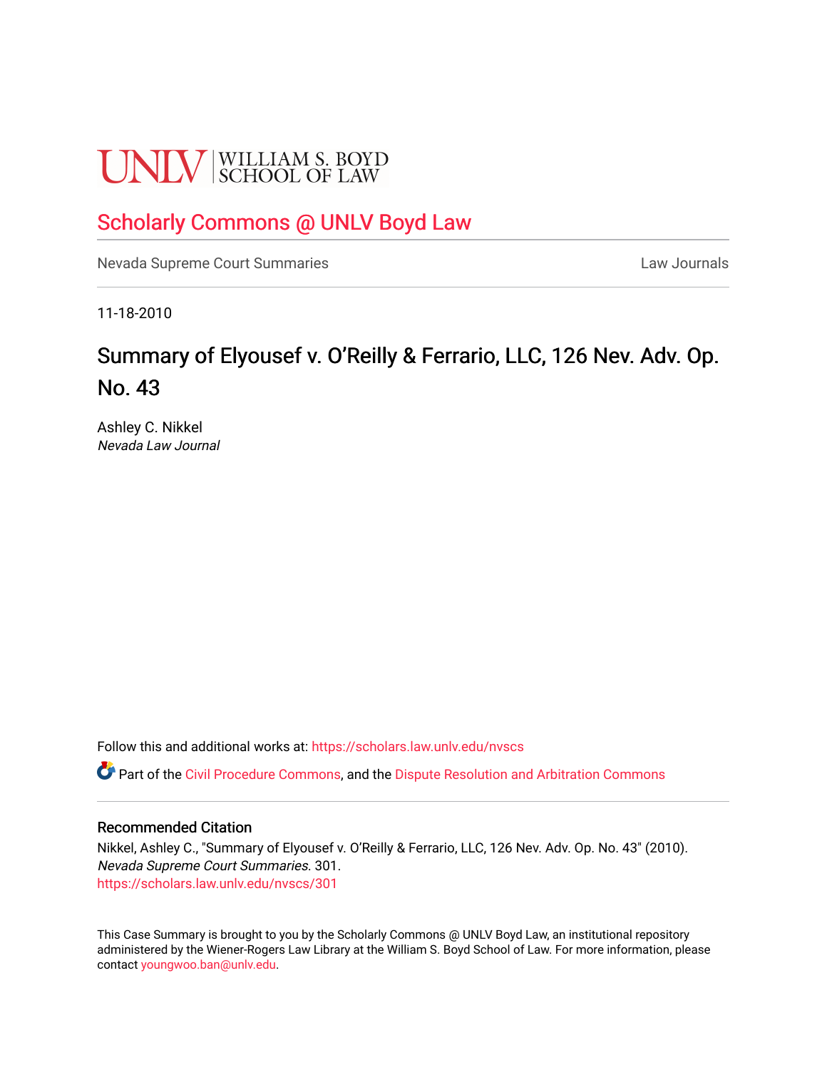UNLV | WILLIAM S. BOYD SCHOOL OF LAW

Scholarly Commons @ UNLV Boyd Law

Nevada Supreme Court Summaries

Law Journals

11-18-2010

# Summary of Elyousef v. O'Reilly & Ferrario, LLC, 126 Nev. Adv. Op. No. 43

Ashley C. Nikkel
*Nevada Law Journal*

Follow this and additional works at: https://scholars.law.unlv.edu/nvscs

Part of the Civil Procedure Commons, and the Dispute Resolution and Arbitration Commons

### Recommended Citation

Nikkel, Ashley C., "Summary of Elyousef v. O'Reilly & Ferrario, LLC, 126 Nev. Adv. Op. No. 43" (2010). *Nevada Supreme Court Summaries*. 301.
https://scholars.law.unlv.edu/nvscs/301

This Case Summary is brought to you by the Scholarly Commons @ UNLV Boyd Law, an institutional repository administered by the Wiener-Rogers Law Library at the William S. Boyd School of Law. For more information, please contact youngwoo.ban@unlv.edu.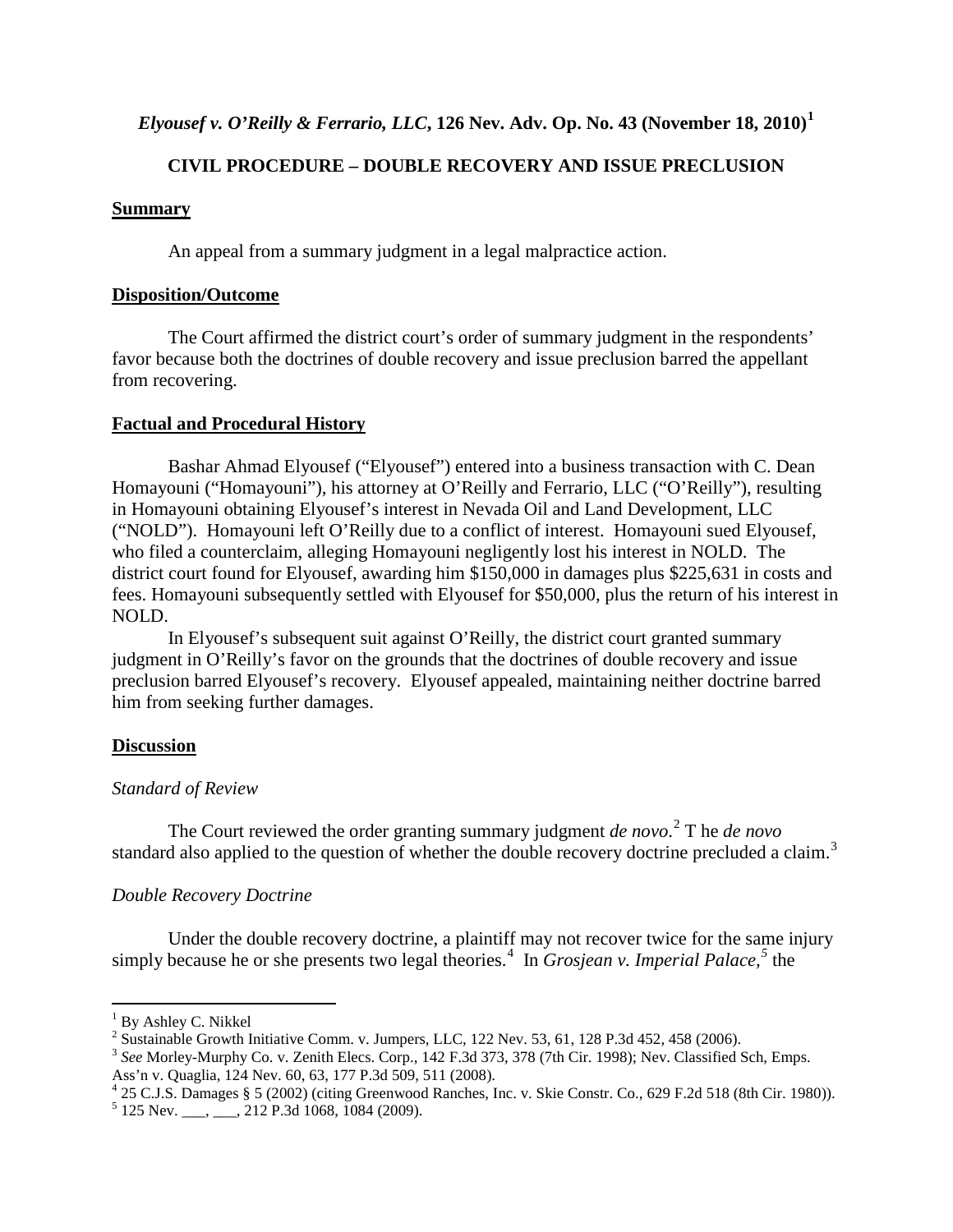*Elyousef v. O'Reilly & Ferrario, LLC*, 126 Nev. Adv. Op. No. 43 (November 18, 2010)[1]

**CIVIL PROCEDURE – DOUBLE RECOVERY AND ISSUE PRECLUSION**

**Summary**

An appeal from a summary judgment in a legal malpractice action.

**Disposition/Outcome**

The Court affirmed the district court's order of summary judgment in the respondents' favor because both the doctrines of double recovery and issue preclusion barred the appellant from recovering.

**Factual and Procedural History**

Bashar Ahmad Elyousef ("Elyousef") entered into a business transaction with C. Dean Homayouni ("Homayouni"), his attorney at O'Reilly and Ferrario, LLC ("O'Reilly"), resulting in Homayouni obtaining Elyousef's interest in Nevada Oil and Land Development, LLC ("NOLD"). Homayouni left O'Reilly due to a conflict of interest. Homayouni sued Elyousef, who filed a counterclaim, alleging Homayouni negligently lost his interest in NOLD. The district court found for Elyousef, awarding him \$150,000 in damages plus \$225,631 in costs and fees. Homayouni subsequently settled with Elyousef for \$50,000, plus the return of his interest in NOLD.

In Elyousef's subsequent suit against O'Reilly, the district court granted summary judgment in O'Reilly's favor on the grounds that the doctrines of double recovery and issue preclusion barred Elyousef's recovery. Elyousef appealed, maintaining neither doctrine barred him from seeking further damages.

**Discussion**

*Standard of Review*

The Court reviewed the order granting summary judgment *de novo.*[2] T he *de novo* standard also applied to the question of whether the double recovery doctrine precluded a claim.[3]

*Double Recovery Doctrine*

Under the double recovery doctrine, a plaintiff may not recover twice for the same injury simply because he or she presents two legal theories.[4] In *Grosjean v. Imperial Palace,*[5] the

---

[1] By Ashley C. Nikkel

[2] Sustainable Growth Initiative Comm. v. Jumpers, LLC, 122 Nev. 53, 61, 128 P.3d 452, 458 (2006).

[3] *See* Morley-Murphy Co. v. Zenith Elecs. Corp., 142 F.3d 373, 378 (7th Cir. 1998); Nev. Classified Sch, Emps. Ass'n v. Quaglia, 124 Nev. 60, 63, 177 P.3d 509, 511 (2008).

[4] 25 C.J.S. Damages § 5 (2002) (citing Greenwood Ranches, Inc. v. Skie Constr. Co., 629 F.2d 518 (8th Cir. 1980)).

[5] 125 Nev. ___, ___, 212 P.3d 1068, 1084 (2009).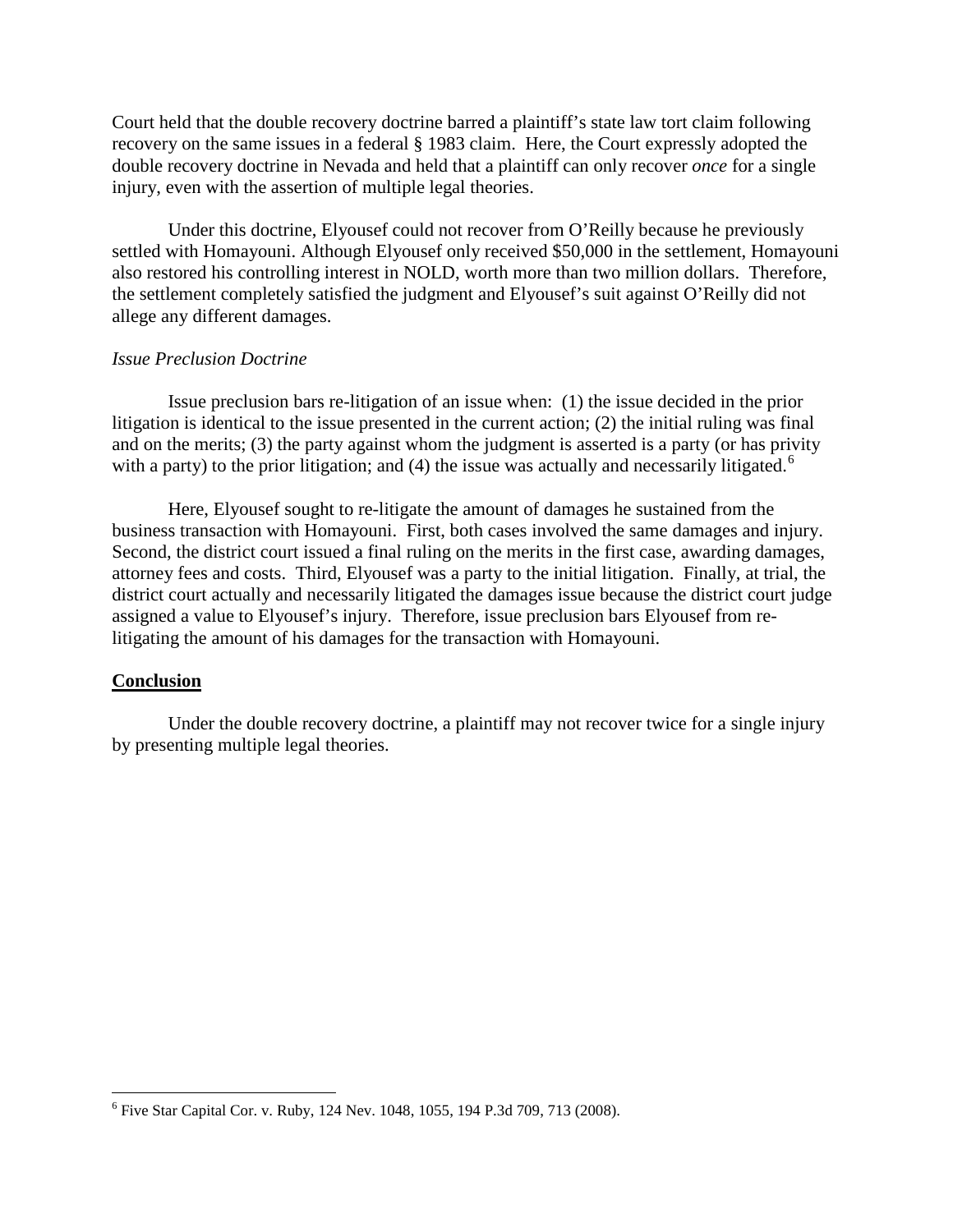Court held that the double recovery doctrine barred a plaintiff's state law tort claim following recovery on the same issues in a federal § 1983 claim. Here, the Court expressly adopted the double recovery doctrine in Nevada and held that a plaintiff can only recover *once* for a single injury, even with the assertion of multiple legal theories.

Under this doctrine, Elyousef could not recover from O'Reilly because he previously settled with Homayouni. Although Elyousef only received $50,000 in the settlement, Homayouni also restored his controlling interest in NOLD, worth more than two million dollars. Therefore, the settlement completely satisfied the judgment and Elyousef's suit against O'Reilly did not allege any different damages.

*Issue Preclusion Doctrine*

Issue preclusion bars re-litigation of an issue when: (1) the issue decided in the prior litigation is identical to the issue presented in the current action; (2) the initial ruling was final and on the merits; (3) the party against whom the judgment is asserted is a party (or has privity with a party) to the prior litigation; and (4) the issue was actually and necessarily litigated.[6]

Here, Elyousef sought to re-litigate the amount of damages he sustained from the business transaction with Homayouni. First, both cases involved the same damages and injury. Second, the district court issued a final ruling on the merits in the first case, awarding damages, attorney fees and costs. Third, Elyousef was a party to the initial litigation. Finally, at trial, the district court actually and necessarily litigated the damages issue because the district court judge assigned a value to Elyousef's injury. Therefore, issue preclusion bars Elyousef from re-litigating the amount of his damages for the transaction with Homayouni.

## **Conclusion**

Under the double recovery doctrine, a plaintiff may not recover twice for a single injury by presenting multiple legal theories.

---

[6] Five Star Capital Cor. v. Ruby, 124 Nev. 1048, 1055, 194 P.3d 709, 713 (2008).